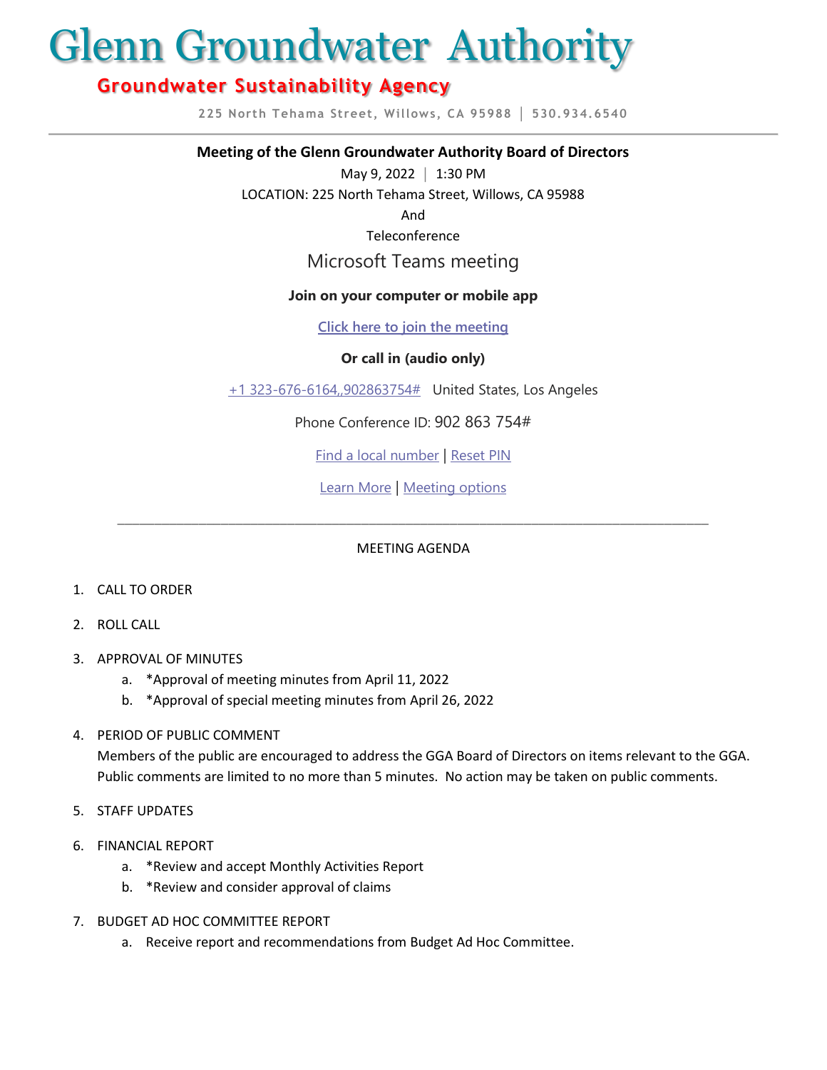# Glenn Groundwater Authority

## Groundwater Sustainability Agency

225 North Tehama Street, Willows, CA 95988 | 530.934.6540

---

**Meeting of the Glenn Groundwater Authority Board of Directors**

May 9, 2022 | 1:30 PM

LOCATION: 225 North Tehama Street, Willows, CA 95988

And

Teleconference

Microsoft Teams meeting

**Join on your computer or mobile app**

**Click here to join the meeting**

**Or call in (audio only)**

+1 323-676-6164,,902863754# United States, Los Angeles

Phone Conference ID: 902 863 754#

Find a local number | Reset PIN

Learn More | Meeting options

---

MEETING AGENDA

1. CALL TO ORDER
2. ROLL CALL
3. APPROVAL OF MINUTES
   a. *Approval of meeting minutes from April 11, 2022
   b. *Approval of special meeting minutes from April 26, 2022
4. PERIOD OF PUBLIC COMMENT
   Members of the public are encouraged to address the GGA Board of Directors on items relevant to the GGA. Public comments are limited to no more than 5 minutes. No action may be taken on public comments.
5. STAFF UPDATES
6. FINANCIAL REPORT
   a. *Review and accept Monthly Activities Report
   b. *Review and consider approval of claims
7. BUDGET AD HOC COMMITTEE REPORT
   a. Receive report and recommendations from Budget Ad Hoc Committee.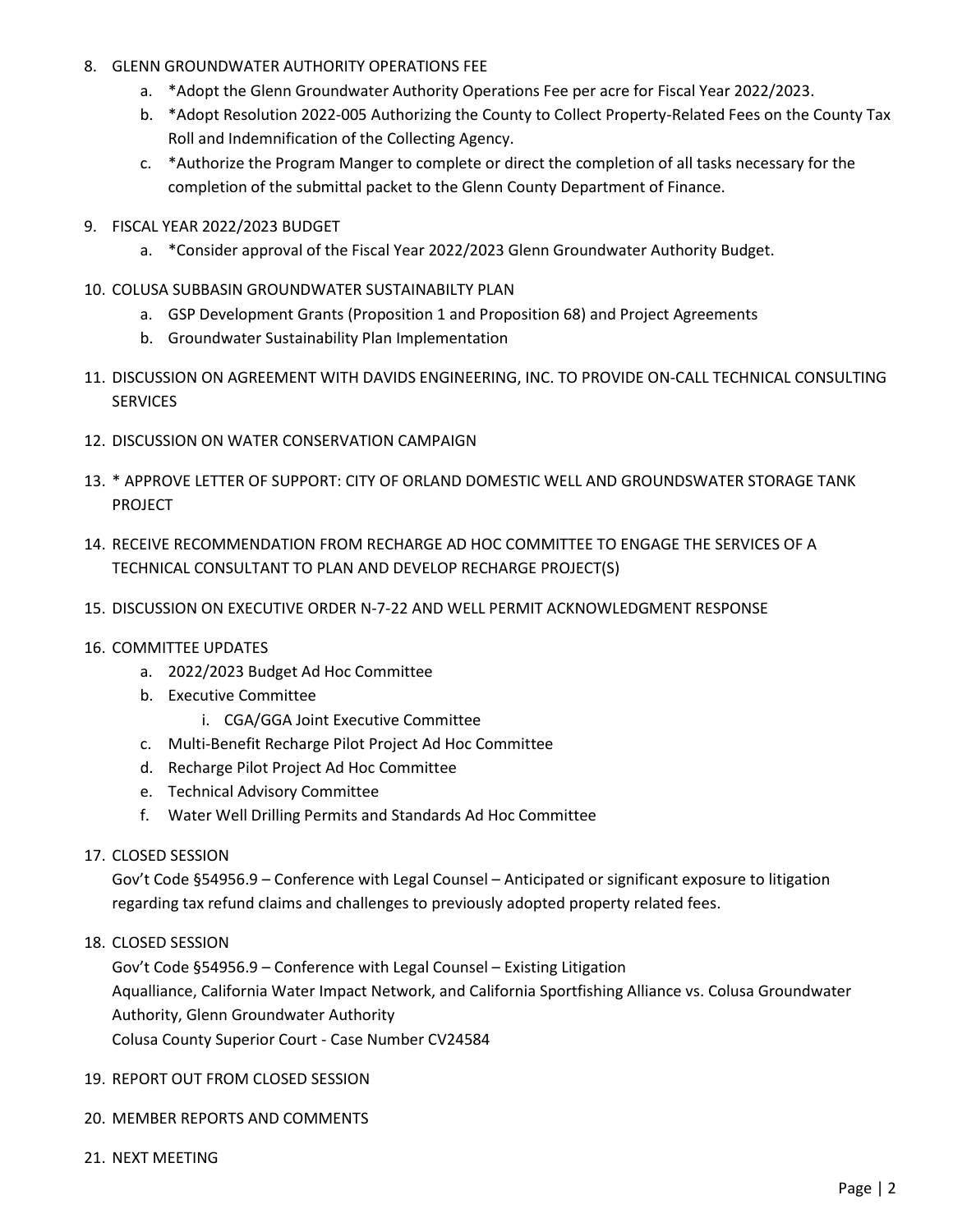8. GLENN GROUNDWATER AUTHORITY OPERATIONS FEE
    a. *Adopt the Glenn Groundwater Authority Operations Fee per acre for Fiscal Year 2022/2023.
    b. *Adopt Resolution 2022-005 Authorizing the County to Collect Property-Related Fees on the County Tax Roll and Indemnification of the Collecting Agency.
    c. *Authorize the Program Manger to complete or direct the completion of all tasks necessary for the completion of the submittal packet to the Glenn County Department of Finance.

9. FISCAL YEAR 2022/2023 BUDGET
    a. *Consider approval of the Fiscal Year 2022/2023 Glenn Groundwater Authority Budget.

10. COLUSA SUBBASIN GROUNDWATER SUSTAINABILTY PLAN
    a. GSP Development Grants (Proposition 1 and Proposition 68) and Project Agreements
    b. Groundwater Sustainability Plan Implementation

11. DISCUSSION ON AGREEMENT WITH DAVIDS ENGINEERING, INC. TO PROVIDE ON-CALL TECHNICAL CONSULTING SERVICES

12. DISCUSSION ON WATER CONSERVATION CAMPAIGN

13. * APPROVE LETTER OF SUPPORT: CITY OF ORLAND DOMESTIC WELL AND GROUNDSWATER STORAGE TANK PROJECT

14. RECEIVE RECOMMENDATION FROM RECHARGE AD HOC COMMITTEE TO ENGAGE THE SERVICES OF A TECHNICAL CONSULTANT TO PLAN AND DEVELOP RECHARGE PROJECT(S)

15. DISCUSSION ON EXECUTIVE ORDER N-7-22 AND WELL PERMIT ACKNOWLEDGMENT RESPONSE

16. COMMITTEE UPDATES
    a. 2022/2023 Budget Ad Hoc Committee
    b. Executive Committee
        i. CGA/GGA Joint Executive Committee
    c. Multi-Benefit Recharge Pilot Project Ad Hoc Committee
    d. Recharge Pilot Project Ad Hoc Committee
    e. Technical Advisory Committee
    f. Water Well Drilling Permits and Standards Ad Hoc Committee

17. CLOSED SESSION

    Gov't Code §54956.9 – Conference with Legal Counsel – Anticipated or significant exposure to litigation regarding tax refund claims and challenges to previously adopted property related fees.

18. CLOSED SESSION

    Gov't Code §54956.9 – Conference with Legal Counsel – Existing Litigation
    Aqualliance, California Water Impact Network, and California Sportfishing Alliance vs. Colusa Groundwater Authority, Glenn Groundwater Authority
    Colusa County Superior Court - Case Number CV24584

19. REPORT OUT FROM CLOSED SESSION

20. MEMBER REPORTS AND COMMENTS

21. NEXT MEETING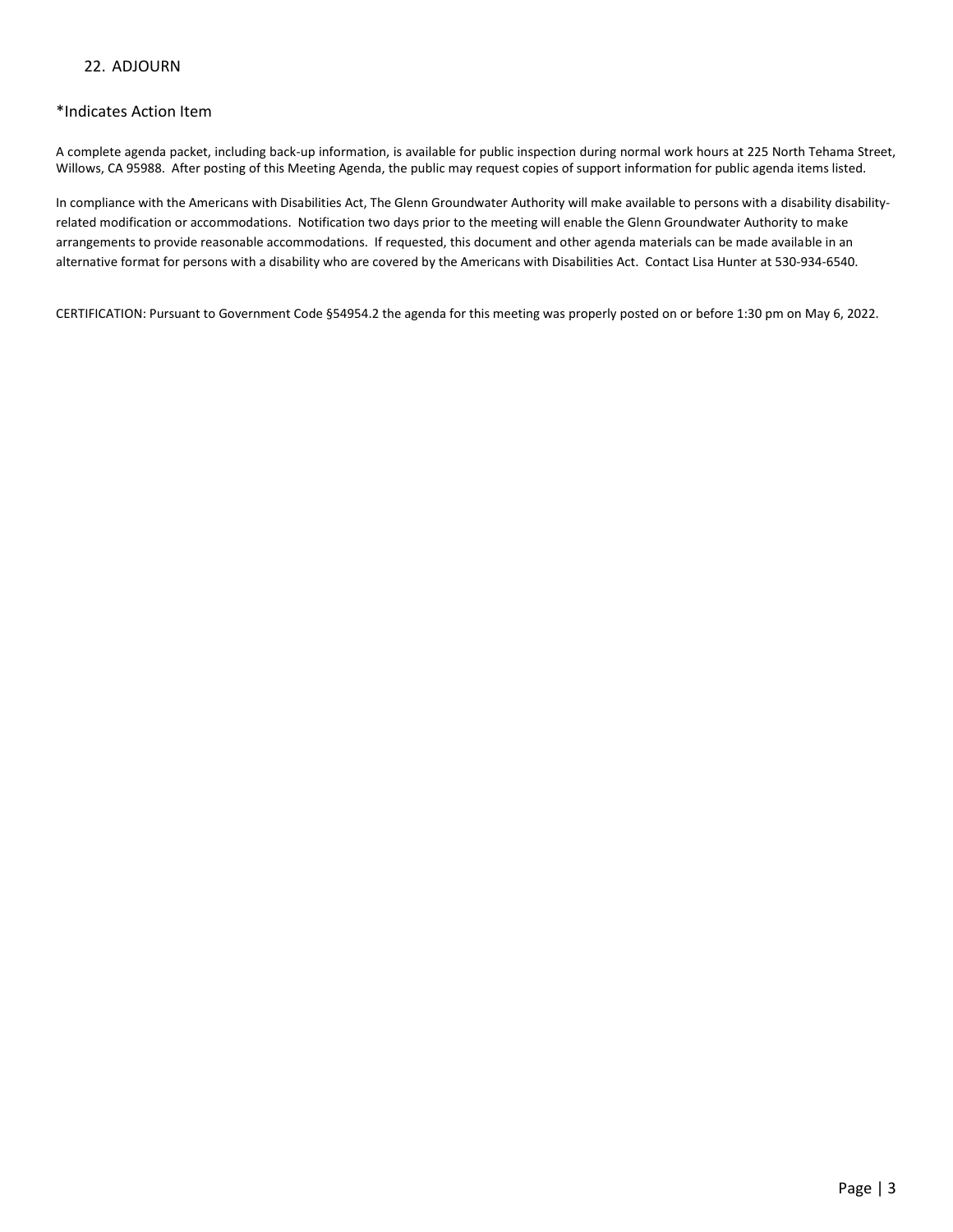22. ADJOURN

*Indicates Action Item

A complete agenda packet, including back-up information, is available for public inspection during normal work hours at 225 North Tehama Street, Willows, CA 95988. After posting of this Meeting Agenda, the public may request copies of support information for public agenda items listed.

In compliance with the Americans with Disabilities Act, The Glenn Groundwater Authority will make available to persons with a disability disability-related modification or accommodations. Notification two days prior to the meeting will enable the Glenn Groundwater Authority to make arrangements to provide reasonable accommodations. If requested, this document and other agenda materials can be made available in an alternative format for persons with a disability who are covered by the Americans with Disabilities Act. Contact Lisa Hunter at 530-934-6540.

CERTIFICATION: Pursuant to Government Code §54954.2 the agenda for this meeting was properly posted on or before 1:30 pm on May 6, 2022.